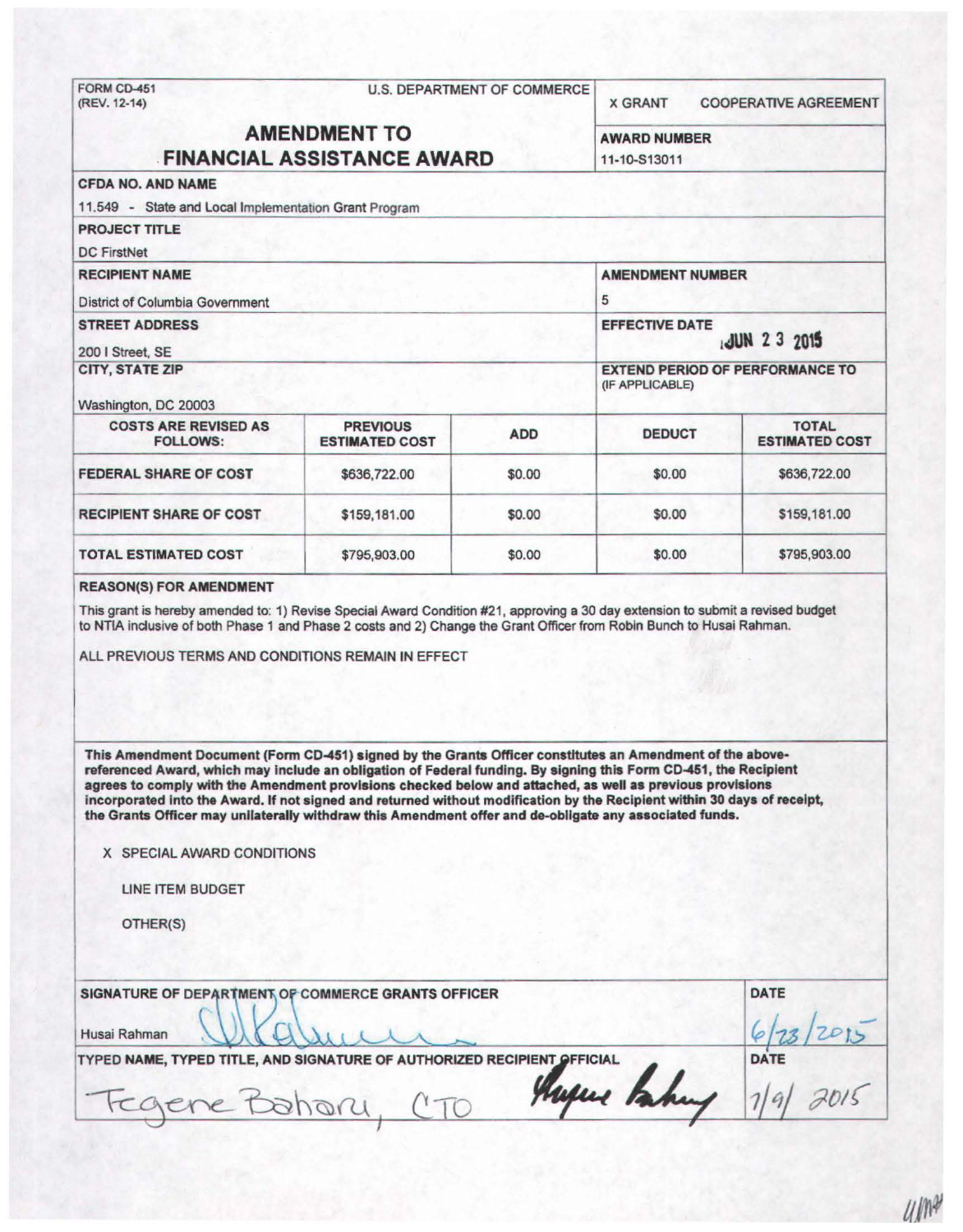FORM CD-451
(REV. 12-14)

U.S. DEPARTMENT OF COMMERCE

X GRANT    COOPERATIVE AGREEMENT

# AMENDMENT TO FINANCIAL ASSISTANCE AWARD

**AWARD NUMBER**
11-10-S13011

**CFDA NO. AND NAME**
11.549 - State and Local Implementation Grant Program

**PROJECT TITLE**
DC FirstNet

**RECIPIENT NAME**
District of Columbia Government

**AMENDMENT NUMBER**
5

**STREET ADDRESS**
200 I Street, SE

**EFFECTIVE DATE**
JUN 23 2015

**CITY, STATE ZIP**
Washington, DC 20003

**EXTEND PERIOD OF PERFORMANCE TO** (IF APPLICABLE)

| COSTS ARE REVISED AS FOLLOWS: | PREVIOUS ESTIMATED COST | ADD | DEDUCT | TOTAL ESTIMATED COST |
|---|---|---|---|---|
| FEDERAL SHARE OF COST | $636,722.00 | $0.00 | $0.00 | $636,722.00 |
| RECIPIENT SHARE OF COST | $159,181.00 | $0.00 | $0.00 | $159,181.00 |
| TOTAL ESTIMATED COST | $795,903.00 | $0.00 | $0.00 | $795,903.00 |

**REASON(S) FOR AMENDMENT**

This grant is hereby amended to: 1) Revise Special Award Condition #21, approving a 30 day extension to submit a revised budget to NTIA inclusive of both Phase 1 and Phase 2 costs and 2) Change the Grant Officer from Robin Bunch to Husai Rahman.

ALL PREVIOUS TERMS AND CONDITIONS REMAIN IN EFFECT

**This Amendment Document (Form CD-451) signed by the Grants Officer constitutes an Amendment of the above-referenced Award, which may include an obligation of Federal funding. By signing this Form CD-451, the Recipient agrees to comply with the Amendment provisions checked below and attached, as well as previous provisions incorporated into the Award. If not signed and returned without modification by the Recipient within 30 days of receipt, the Grants Officer may unilaterally withdraw this Amendment offer and de-obligate any associated funds.**

X SPECIAL AWARD CONDITIONS

LINE ITEM BUDGET

OTHER(S)

**SIGNATURE OF DEPARTMENT OF COMMERCE GRANTS OFFICER**
Husai Rahman

**DATE**
6/23/2015

**TYPED NAME, TYPED TITLE, AND SIGNATURE OF AUTHORIZED RECIPIENT OFFICIAL**
Tegene Baharu, CTO

**DATE**
7/9/2015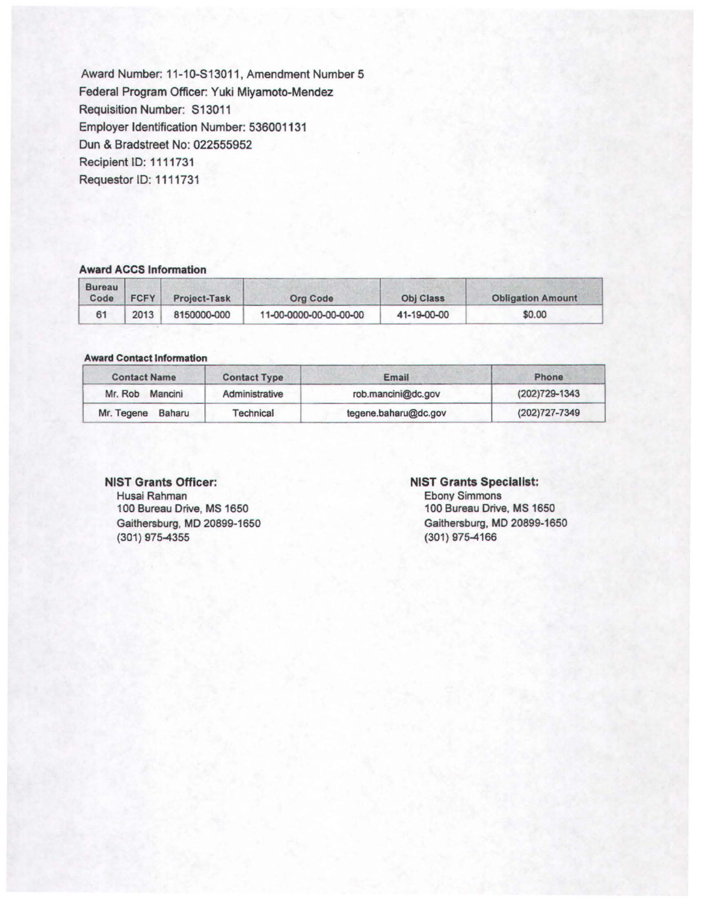Award Number: 11-10-S13011, Amendment Number 5
Federal Program Officer: Yuki Miyamoto-Mendez
Requisition Number: S13011
Employer Identification Number: 536001131
Dun & Bradstreet No: 022555952
Recipient ID: 1111731
Requestor ID: 1111731

**Award ACCS Information**

| Bureau Code | FCFY | Project-Task | Org Code | Obj Class | Obligation Amount |
|---|---|---|---|---|---|
| 61 | 2013 | 8150000-000 | 11-00-0000-00-00-00-00 | 41-19-00-00 | $0.00 |

**Award Contact Information**

| Contact Name | Contact Type | Email | Phone |
|---|---|---|---|
| Mr. Rob Mancini | Administrative | rob.mancini@dc.gov | (202)729-1343 |
| Mr. Tegene Baharu | Technical | tegene.baharu@dc.gov | (202)727-7349 |

**NIST Grants Officer:**
Husai Rahman
100 Bureau Drive, MS 1650
Gaithersburg, MD 20899-1650
(301) 975-4355

**NIST Grants Specialist:**
Ebony Simmons
100 Bureau Drive, MS 1650
Gaithersburg, MD 20899-1650
(301) 975-4166